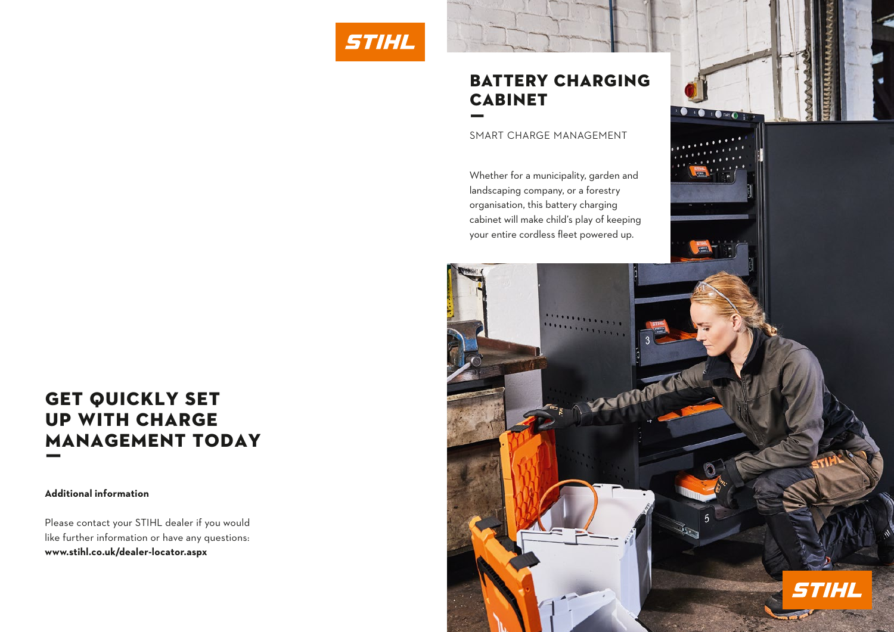# GET QUICKLY SET UP WITH CHARGE MANAGEMENT TODAY

**Additional information**

Please contact your STIHL dealer if you would like further information or have any questions: **www.stihl.co.uk/dealer-locator.aspx**

STIHL

# BATTERY CHARGING CABINET

SMART CHARGE MANAGEMENT

Whether for a municipality, garden and landscaping company, or a forestry organisation, this battery charging cabinet will make child's play of keeping your entire cordless fleet powered up.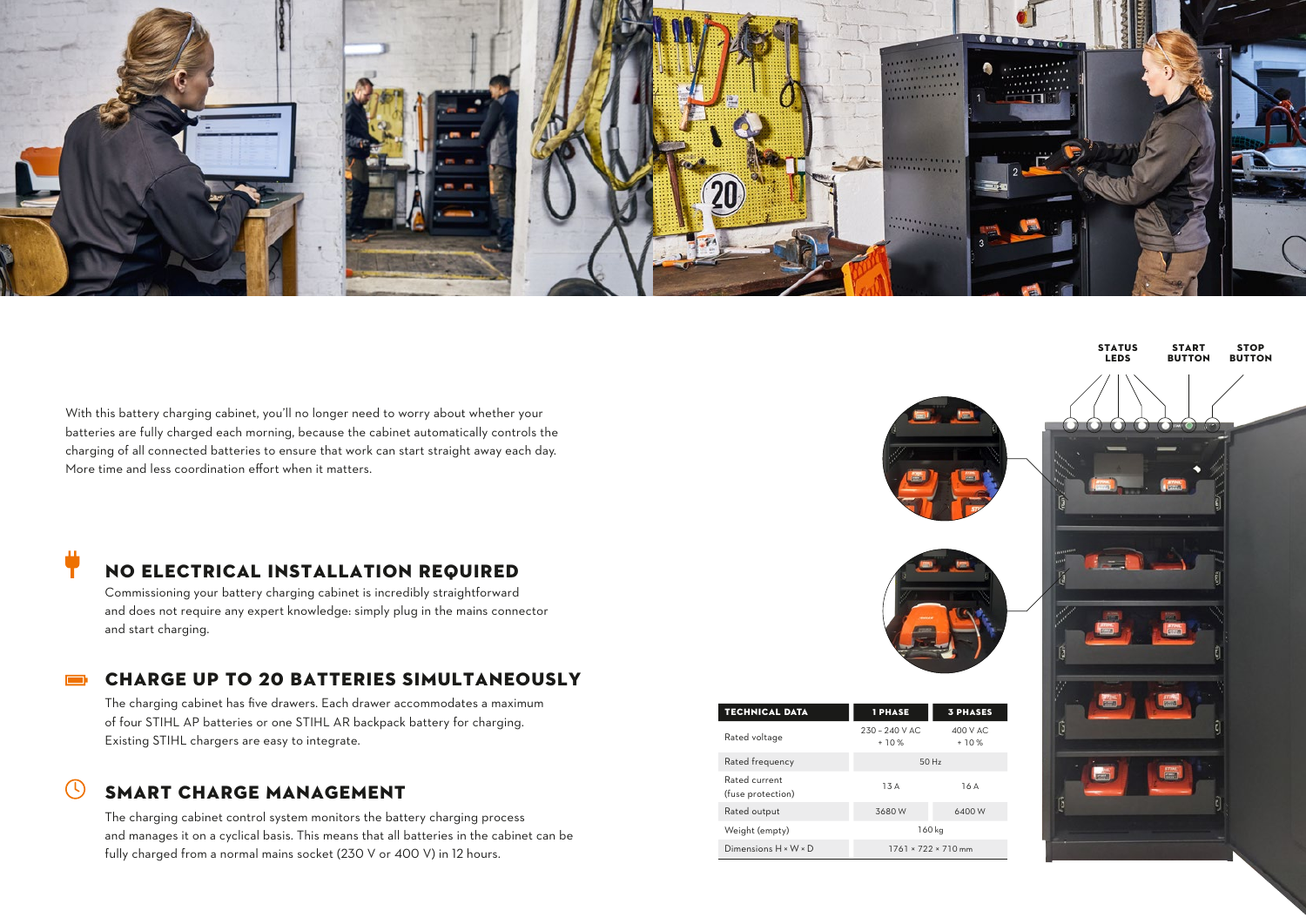With this battery charging cabinet, you'll no longer need to worry about whether your batteries are fully charged each morning, because the cabinet automatically controls the charging of all connected batteries to ensure that work can start straight away each day. More time and less coordination effort when it matters.

## NO ELECTRICAL INSTALLATION REQUIRED

Commissioning your battery charging cabinet is incredibly straightforward and does not require any expert knowledge: simply plug in the mains connector and start charging.

## CHARGE UP TO 20 BATTERIES SIMULTANEOUSLY

The charging cabinet has five drawers. Each drawer accommodates a maximum of four STIHL AP batteries or one STIHL AR backpack battery for charging. Existing STIHL chargers are easy to integrate.

## SMART CHARGE MANAGEMENT

The charging cabinet control system monitors the battery charging process and manages it on a cyclical basis. This means that all batteries in the cabinet can be fully charged from a normal mains socket (230 V or 400 V) in 12 hours.

| TECHNICAL DATA | 1 PHASE | 3 PHASES |
|---|---|---|
| Rated voltage | 230 – 240 V AC + 10 % | 400 V AC + 10 % |
| Rated frequency | 50 Hz | |
| Rated current (fuse protection) | 13 A | 16 A |
| Rated output | 3680 W | 6400 W |
| Weight (empty) | 160 kg | |
| Dimensions H × W × D | 1761 × 722 × 710 mm | |

STATUS LEDS

START BUTTON

STOP BUTTON